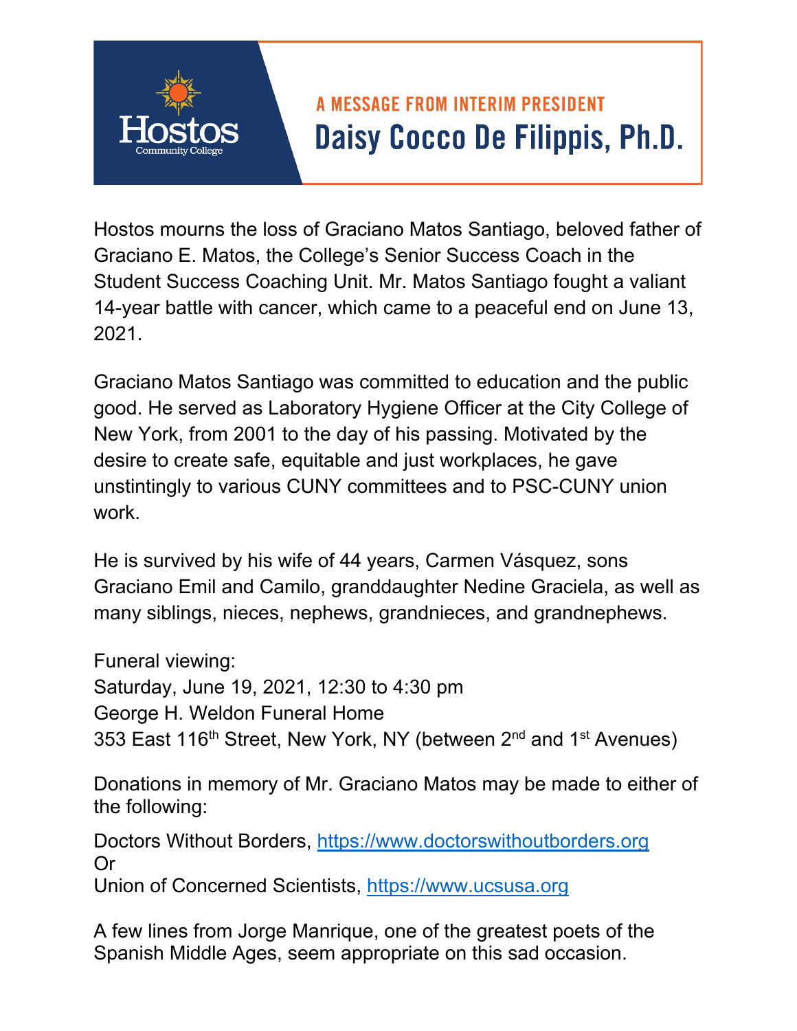Hostos Community College

## A MESSAGE FROM INTERIM PRESIDENT

# Daisy Cocco De Filippis, Ph.D.

Hostos mourns the loss of Graciano Matos Santiago, beloved father of Graciano E. Matos, the College's Senior Success Coach in the Student Success Coaching Unit. Mr. Matos Santiago fought a valiant 14-year battle with cancer, which came to a peaceful end on June 13, 2021.

Graciano Matos Santiago was committed to education and the public good. He served as Laboratory Hygiene Officer at the City College of New York, from 2001 to the day of his passing. Motivated by the desire to create safe, equitable and just workplaces, he gave unstintingly to various CUNY committees and to PSC-CUNY union work.

He is survived by his wife of 44 years, Carmen Vásquez, sons Graciano Emil and Camilo, granddaughter Nedine Graciela, as well as many siblings, nieces, nephews, grandnieces, and grandnephews.

Funeral viewing:
Saturday, June 19, 2021, 12:30 to 4:30 pm
George H. Weldon Funeral Home
353 East 116th Street, New York, NY (between 2nd and 1st Avenues)

Donations in memory of Mr. Graciano Matos may be made to either of the following:

Doctors Without Borders, https://www.doctorswithoutborders.org
Or
Union of Concerned Scientists, https://www.ucsusa.org

A few lines from Jorge Manrique, one of the greatest poets of the Spanish Middle Ages, seem appropriate on this sad occasion.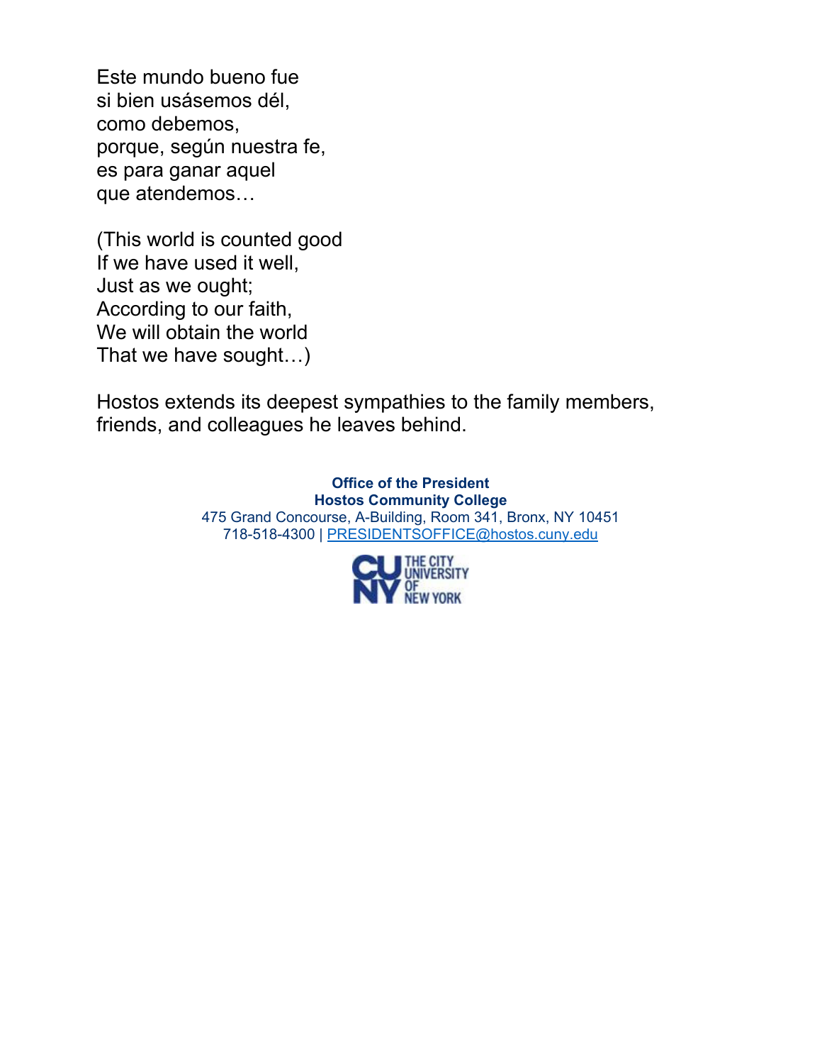Este mundo bueno fue
si bien usásemos dél,
como debemos,
porque, según nuestra fe,
es para ganar aquel
que atendemos…

(This world is counted good
If we have used it well,
Just as we ought;
According to our faith,
We will obtain the world
That we have sought…)

Hostos extends its deepest sympathies to the family members, friends, and colleagues he leaves behind.

**Office of the President**
**Hostos Community College**
475 Grand Concourse, A-Building, Room 341, Bronx, NY 10451
718-518-4300 | PRESIDENTSOFFICE@hostos.cuny.edu

CUNY THE CITY UNIVERSITY OF NEW YORK